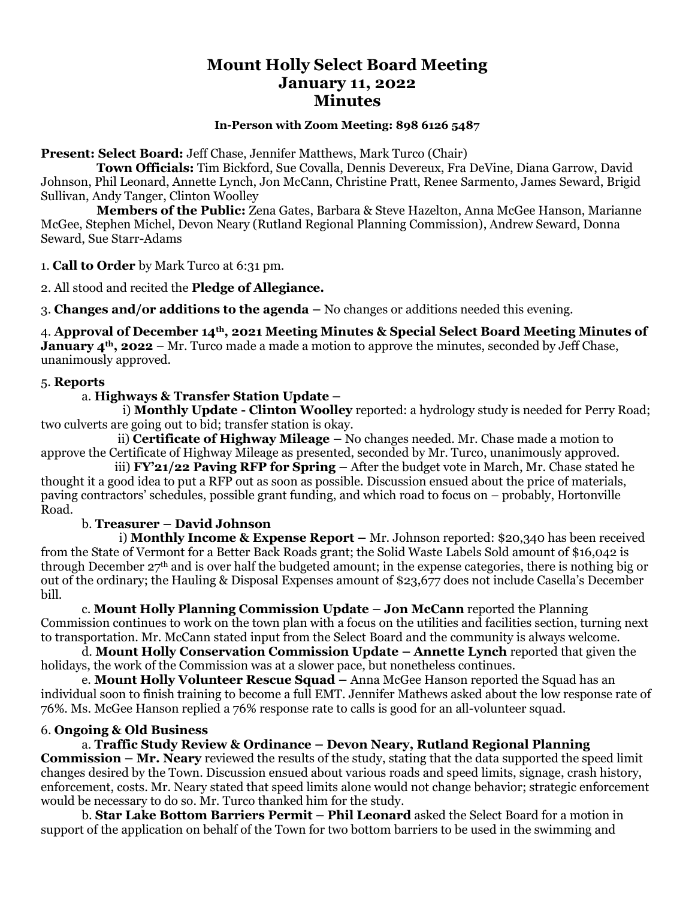# Mount Holly Select Board Meeting
# January 11, 2022
# Minutes

**In-Person with Zoom Meeting: 898 6126 5487**

**Present: Select Board:** Jeff Chase, Jennifer Matthews, Mark Turco (Chair)

**Town Officials:** Tim Bickford, Sue Covalla, Dennis Devereux, Fra DeVine, Diana Garrow, David Johnson, Phil Leonard, Annette Lynch, Jon McCann, Christine Pratt, Renee Sarmento, James Seward, Brigid Sullivan, Andy Tanger, Clinton Woolley

**Members of the Public:** Zena Gates, Barbara & Steve Hazelton, Anna McGee Hanson, Marianne McGee, Stephen Michel, Devon Neary (Rutland Regional Planning Commission), Andrew Seward, Donna Seward, Sue Starr-Adams

1. **Call to Order** by Mark Turco at 6:31 pm.

2. All stood and recited the **Pledge of Allegiance.**

3. **Changes and/or additions to the agenda** – No changes or additions needed this evening.

4. **Approval of December 14th, 2021 Meeting Minutes & Special Select Board Meeting Minutes of January 4th, 2022** – Mr. Turco made a made a motion to approve the minutes, seconded by Jeff Chase, unanimously approved.

5. **Reports**

a. **Highways & Transfer Station Update –**

i) **Monthly Update - Clinton Woolley** reported: a hydrology study is needed for Perry Road; two culverts are going out to bid; transfer station is okay.

ii) **Certificate of Highway Mileage –** No changes needed. Mr. Chase made a motion to approve the Certificate of Highway Mileage as presented, seconded by Mr. Turco, unanimously approved.

iii) **FY'21/22 Paving RFP for Spring –** After the budget vote in March, Mr. Chase stated he thought it a good idea to put a RFP out as soon as possible. Discussion ensued about the price of materials, paving contractors' schedules, possible grant funding, and which road to focus on – probably, Hortonville Road.

b. **Treasurer – David Johnson**

i) **Monthly Income & Expense Report –** Mr. Johnson reported: $20,340 has been received from the State of Vermont for a Better Back Roads grant; the Solid Waste Labels Sold amount of $16,042 is through December 27th and is over half the budgeted amount; in the expense categories, there is nothing big or out of the ordinary; the Hauling & Disposal Expenses amount of $23,677 does not include Casella's December bill.

c. **Mount Holly Planning Commission Update – Jon McCann** reported the Planning Commission continues to work on the town plan with a focus on the utilities and facilities section, turning next to transportation. Mr. McCann stated input from the Select Board and the community is always welcome.

d. **Mount Holly Conservation Commission Update – Annette Lynch** reported that given the holidays, the work of the Commission was at a slower pace, but nonetheless continues.

e. **Mount Holly Volunteer Rescue Squad –** Anna McGee Hanson reported the Squad has an individual soon to finish training to become a full EMT. Jennifer Mathews asked about the low response rate of 76%. Ms. McGee Hanson replied a 76% response rate to calls is good for an all-volunteer squad.

6. **Ongoing & Old Business**

a. **Traffic Study Review & Ordinance – Devon Neary, Rutland Regional Planning Commission – Mr. Neary** reviewed the results of the study, stating that the data supported the speed limit changes desired by the Town. Discussion ensued about various roads and speed limits, signage, crash history, enforcement, costs. Mr. Neary stated that speed limits alone would not change behavior; strategic enforcement would be necessary to do so. Mr. Turco thanked him for the study.

b. **Star Lake Bottom Barriers Permit – Phil Leonard** asked the Select Board for a motion in support of the application on behalf of the Town for two bottom barriers to be used in the swimming and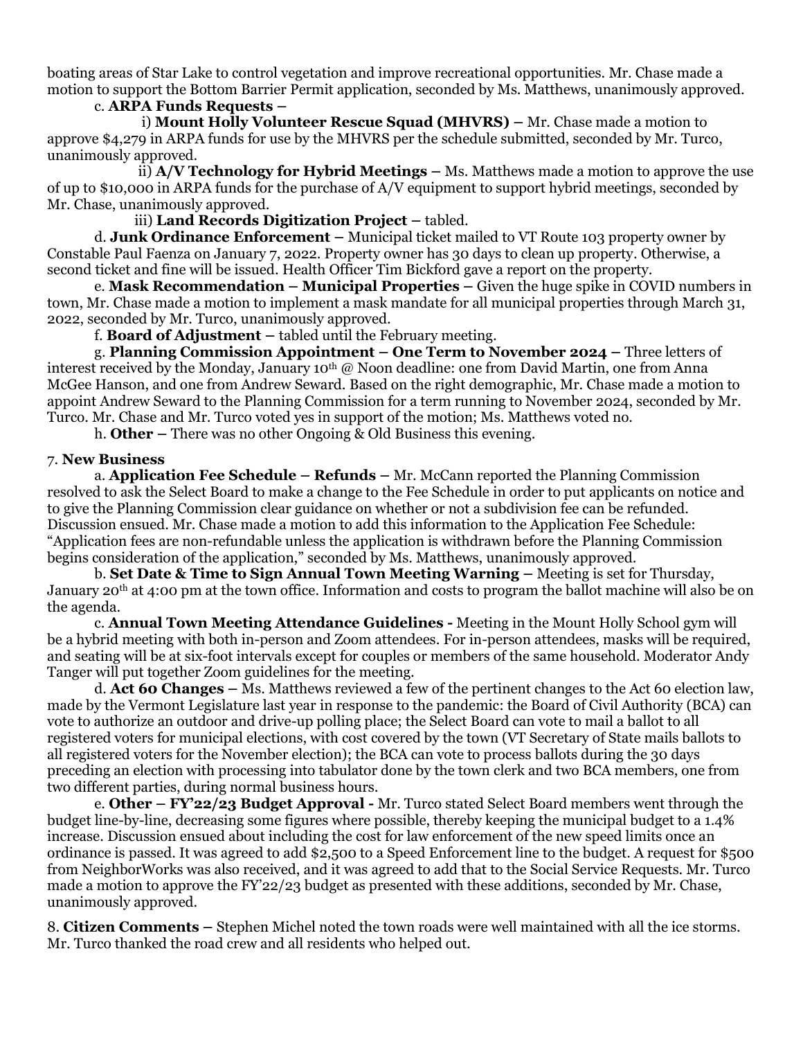boating areas of Star Lake to control vegetation and improve recreational opportunities. Mr. Chase made a motion to support the Bottom Barrier Permit application, seconded by Ms. Matthews, unanimously approved.

c. **ARPA Funds Requests –**

i) **Mount Holly Volunteer Rescue Squad (MHVRS) –** Mr. Chase made a motion to approve $4,279 in ARPA funds for use by the MHVRS per the schedule submitted, seconded by Mr. Turco, unanimously approved.

ii) **A/V Technology for Hybrid Meetings –** Ms. Matthews made a motion to approve the use of up to $10,000 in ARPA funds for the purchase of A/V equipment to support hybrid meetings, seconded by Mr. Chase, unanimously approved.

iii) **Land Records Digitization Project –** tabled.

d. **Junk Ordinance Enforcement –** Municipal ticket mailed to VT Route 103 property owner by Constable Paul Faenza on January 7, 2022. Property owner has 30 days to clean up property. Otherwise, a second ticket and fine will be issued. Health Officer Tim Bickford gave a report on the property.

e. **Mask Recommendation – Municipal Properties –** Given the huge spike in COVID numbers in town, Mr. Chase made a motion to implement a mask mandate for all municipal properties through March 31, 2022, seconded by Mr. Turco, unanimously approved.

f. **Board of Adjustment –** tabled until the February meeting.

g. **Planning Commission Appointment – One Term to November 2024 –** Three letters of interest received by the Monday, January 10th @ Noon deadline: one from David Martin, one from Anna McGee Hanson, and one from Andrew Seward. Based on the right demographic, Mr. Chase made a motion to appoint Andrew Seward to the Planning Commission for a term running to November 2024, seconded by Mr. Turco. Mr. Chase and Mr. Turco voted yes in support of the motion; Ms. Matthews voted no.

h. **Other –** There was no other Ongoing & Old Business this evening.

7. **New Business**

a. **Application Fee Schedule – Refunds –** Mr. McCann reported the Planning Commission resolved to ask the Select Board to make a change to the Fee Schedule in order to put applicants on notice and to give the Planning Commission clear guidance on whether or not a subdivision fee can be refunded. Discussion ensued. Mr. Chase made a motion to add this information to the Application Fee Schedule: "Application fees are non-refundable unless the application is withdrawn before the Planning Commission begins consideration of the application," seconded by Ms. Matthews, unanimously approved.

b. **Set Date & Time to Sign Annual Town Meeting Warning –** Meeting is set for Thursday, January 20th at 4:00 pm at the town office. Information and costs to program the ballot machine will also be on the agenda.

c. **Annual Town Meeting Attendance Guidelines -** Meeting in the Mount Holly School gym will be a hybrid meeting with both in-person and Zoom attendees. For in-person attendees, masks will be required, and seating will be at six-foot intervals except for couples or members of the same household. Moderator Andy Tanger will put together Zoom guidelines for the meeting.

d. **Act 60 Changes –** Ms. Matthews reviewed a few of the pertinent changes to the Act 60 election law, made by the Vermont Legislature last year in response to the pandemic: the Board of Civil Authority (BCA) can vote to authorize an outdoor and drive-up polling place; the Select Board can vote to mail a ballot to all registered voters for municipal elections, with cost covered by the town (VT Secretary of State mails ballots to all registered voters for the November election); the BCA can vote to process ballots during the 30 days preceding an election with processing into tabulator done by the town clerk and two BCA members, one from two different parties, during normal business hours.

e. **Other – FY'22/23 Budget Approval -** Mr. Turco stated Select Board members went through the budget line-by-line, decreasing some figures where possible, thereby keeping the municipal budget to a 1.4% increase. Discussion ensued about including the cost for law enforcement of the new speed limits once an ordinance is passed. It was agreed to add $2,500 to a Speed Enforcement line to the budget. A request for $500 from NeighborWorks was also received, and it was agreed to add that to the Social Service Requests. Mr. Turco made a motion to approve the FY'22/23 budget as presented with these additions, seconded by Mr. Chase, unanimously approved.

8. **Citizen Comments –** Stephen Michel noted the town roads were well maintained with all the ice storms. Mr. Turco thanked the road crew and all residents who helped out.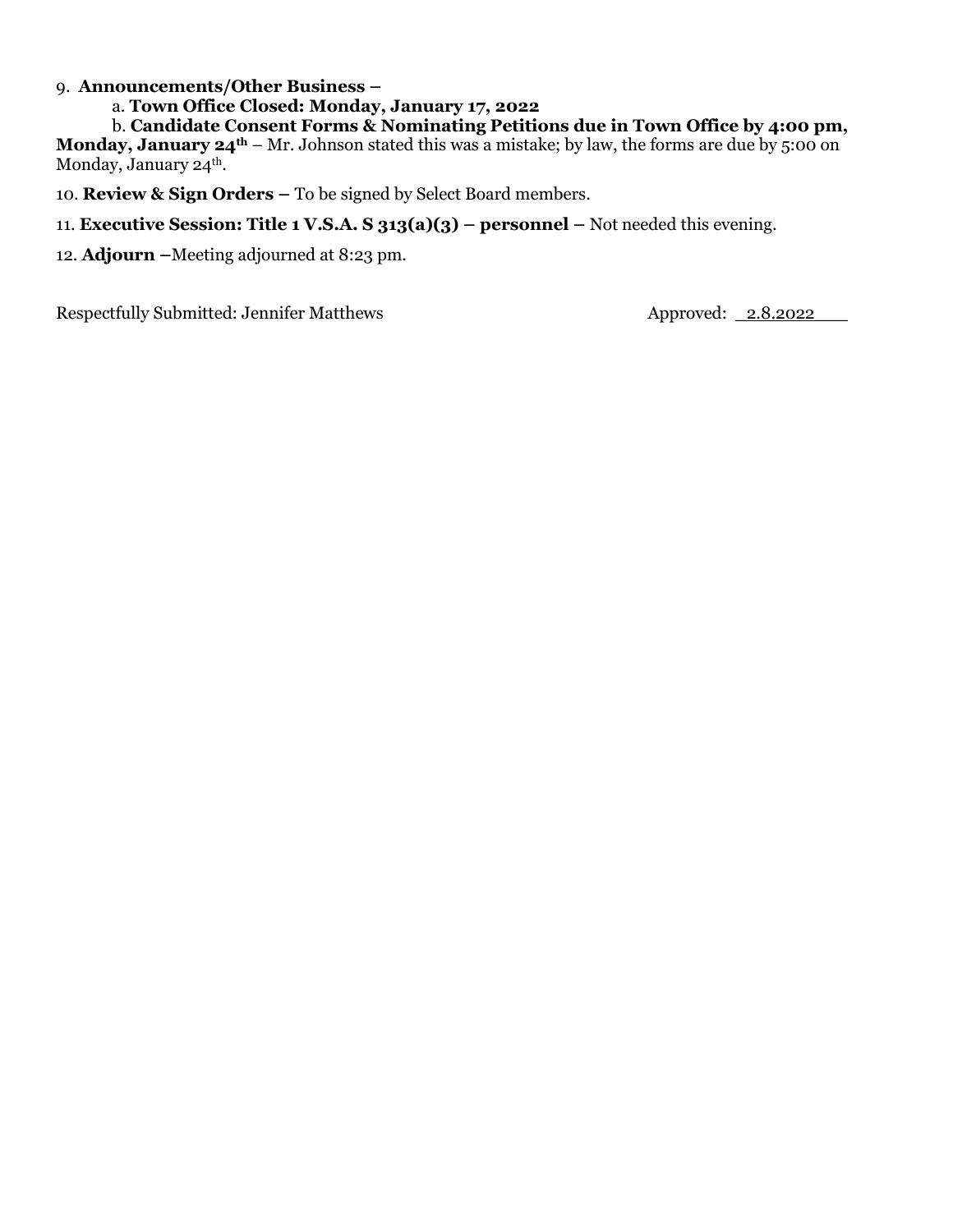9. **Announcements/Other Business –**

    a. **Town Office Closed: Monday, January 17, 2022**

    b. **Candidate Consent Forms & Nominating Petitions due in Town Office by 4:00 pm, Monday, January 24th** – Mr. Johnson stated this was a mistake; by law, the forms are due by 5:00 on Monday, January 24th.

10. **Review & Sign Orders –** To be signed by Select Board members.

11. **Executive Session: Title 1 V.S.A. S 313(a)(3) – personnel –** Not needed this evening.

12. **Adjourn –**Meeting adjourned at 8:23 pm.

Respectfully Submitted: Jennifer Matthews

Approved: 2.8.2022